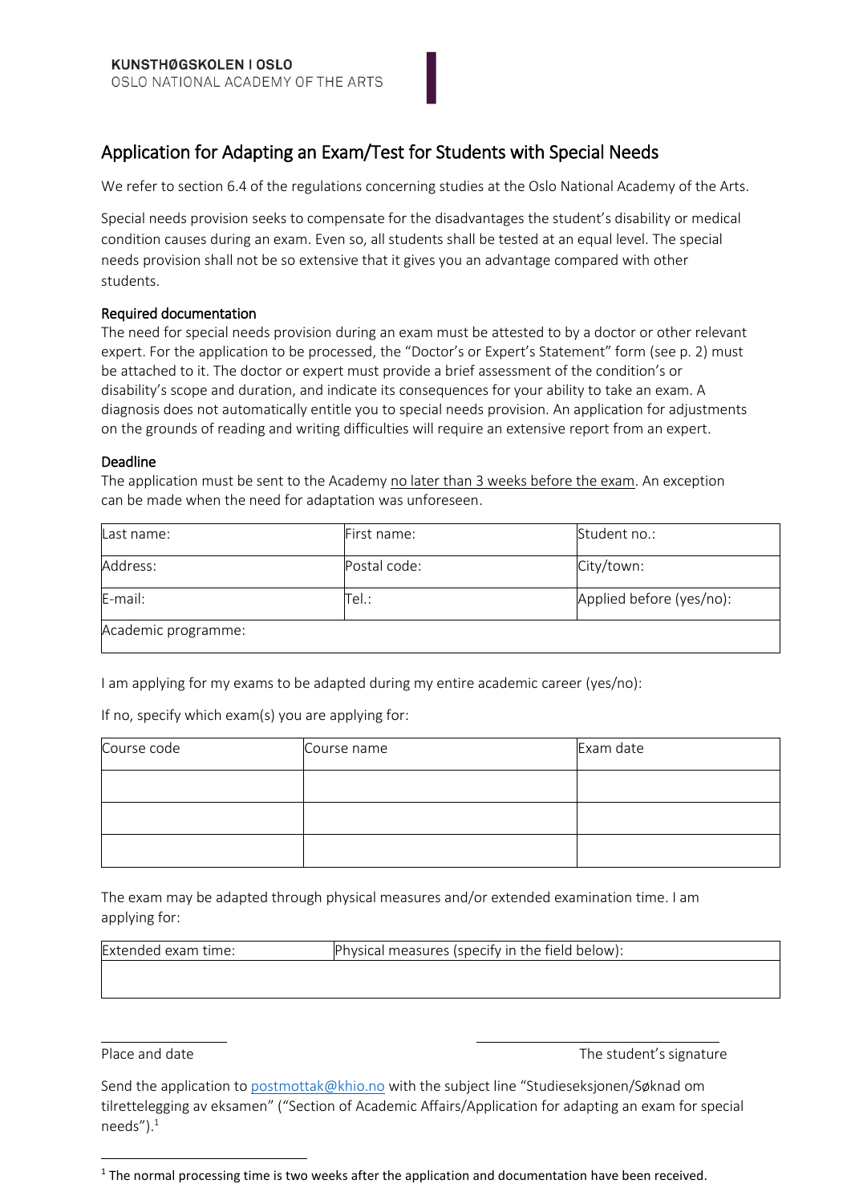KUNSTHØGSKOLEN I OSLO
OSLO NATIONAL ACADEMY OF THE ARTS

# Application for Adapting an Exam/Test for Students with Special Needs

We refer to section 6.4 of the regulations concerning studies at the Oslo National Academy of the Arts.

Special needs provision seeks to compensate for the disadvantages the student's disability or medical condition causes during an exam. Even so, all students shall be tested at an equal level. The special needs provision shall not be so extensive that it gives you an advantage compared with other students.

## Required documentation

The need for special needs provision during an exam must be attested to by a doctor or other relevant expert. For the application to be processed, the "Doctor's or Expert's Statement" form (see p. 2) must be attached to it. The doctor or expert must provide a brief assessment of the condition's or disability's scope and duration, and indicate its consequences for your ability to take an exam. A diagnosis does not automatically entitle you to special needs provision. An application for adjustments on the grounds of reading and writing difficulties will require an extensive report from an expert.

## Deadline

The application must be sent to the Academy no later than 3 weeks before the exam. An exception can be made when the need for adaptation was unforeseen.

| Last name: | First name: | Student no.: |
|---|---|---|
| Address: | Postal code: | City/town: |
| E-mail: | Tel.: | Applied before (yes/no): |
| Academic programme: | | |

I am applying for my exams to be adapted during my entire academic career (yes/no):

If no, specify which exam(s) you are applying for:

| Course code | Course name | Exam date |
|---|---|---|
| | | |
| | | |
| | | |

The exam may be adapted through physical measures and/or extended examination time. I am applying for:

| Extended exam time: | Physical measures (specify in the field below): |
|---|---|
| | |

Place and date

The student's signature

Send the application to postmottak@khio.no with the subject line "Studieseksjonen/Søknad om tilrettelegging av eksamen" ("Section of Academic Affairs/Application for adapting an exam for special needs").[1]

[1] The normal processing time is two weeks after the application and documentation have been received.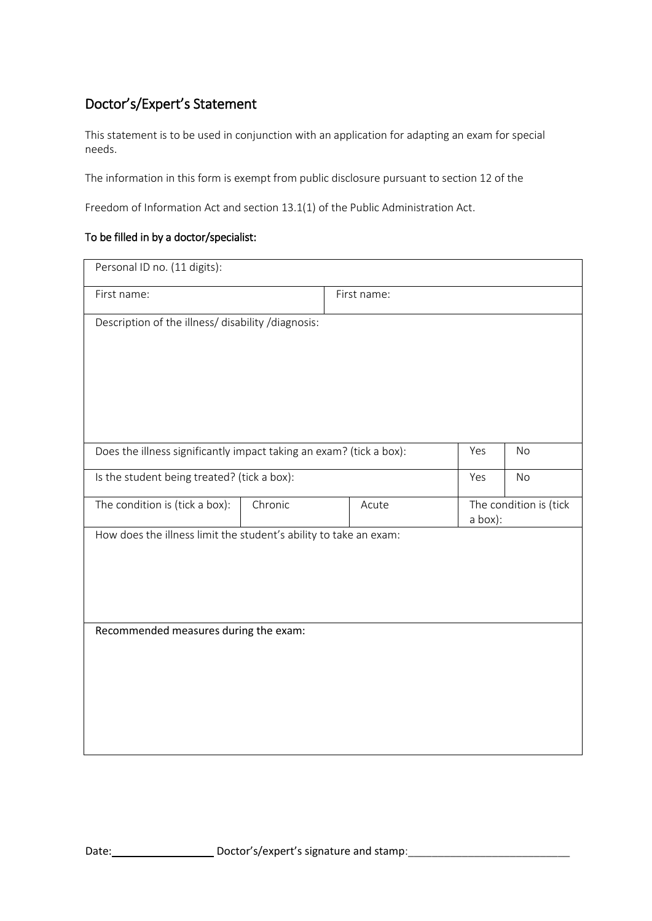## Doctor's/Expert's Statement

This statement is to be used in conjunction with an application for adapting an exam for special needs.

The information in this form is exempt from public disclosure pursuant to section 12 of the

Freedom of Information Act and section 13.1(1) of the Public Administration Act.

To be filled in by a doctor/specialist:

| | | | | |
|---|---|---|---|---|
| Personal ID no. (11 digits): | | | | |
| First name: | | First name: | | |
| Description of the illness/ disability /diagnosis: | | | | |
| Does the illness significantly impact taking an exam? (tick a box): | | | Yes | No |
| Is the student being treated? (tick a box): | | | Yes | No |
| The condition is (tick a box): | Chronic | Acute | The condition is (tick a box): | |
| How does the illness limit the student's ability to take an exam: | | | | |
| Recommended measures during the exam: | | | | |

Date:________________ Doctor's/expert's signature and stamp:___________________________